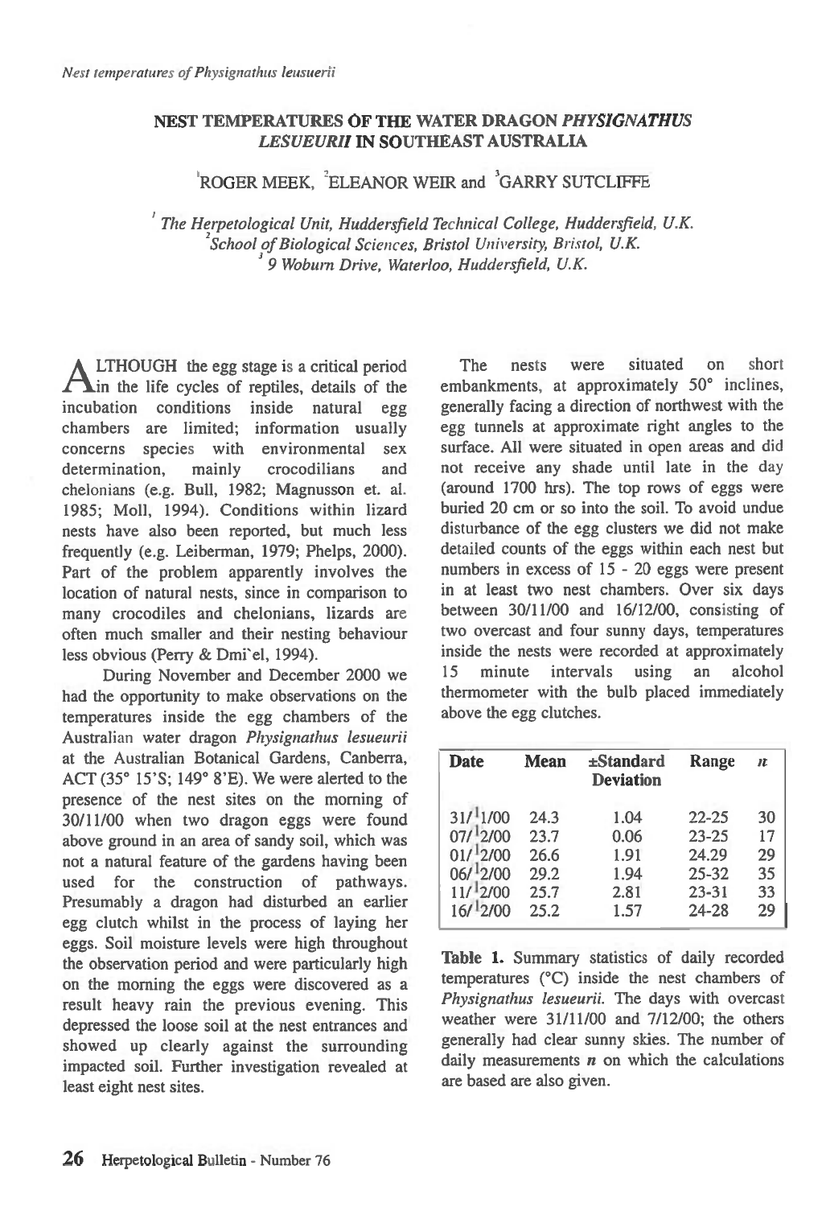# NEST TEMPERATURES OF THE WATER DRAGON *PHYSIGNATHUS LESUEURII* IN SOUTHEAST AUSTRALIA

ROGER MEEK[1], ELEANOR WEIR[2] and GARRY SUTCLIFFE[3]

[1] *The Herpetological Unit, Huddersfield Technical College, Huddersfield, U.K.*
[2] *School of Biological Sciences, Bristol University, Bristol, U.K.*
[3] *9 Woburn Drive, Waterloo, Huddersfield, U.K.*

ALTHOUGH the egg stage is a critical period in the life cycles of reptiles, details of the incubation conditions inside natural egg chambers are limited; information usually concerns species with environmental sex determination, mainly crocodilians and chelonians (e.g. Bull, 1982; Magnusson et. al. 1985; Moll, 1994). Conditions within lizard nests have also been reported, but much less frequently (e.g. Leiberman, 1979; Phelps, 2000). Part of the problem apparently involves the location of natural nests, since in comparison to many crocodiles and chelonians, lizards are often much smaller and their nesting behaviour less obvious (Perry & Dmi`el, 1994).

During November and December 2000 we had the opportunity to make observations on the temperatures inside the egg chambers of the Australian water dragon *Physignathus lesueurii* at the Australian Botanical Gardens, Canberra, ACT (35° 15'S; 149° 8'E). We were alerted to the presence of the nest sites on the morning of 30/11/00 when two dragon eggs were found above ground in an area of sandy soil, which was not a natural feature of the gardens having been used for the construction of pathways. Presumably a dragon had disturbed an earlier egg clutch whilst in the process of laying her eggs. Soil moisture levels were high throughout the observation period and were particularly high on the morning the eggs were discovered as a result heavy rain the previous evening. This depressed the loose soil at the nest entrances and showed up clearly against the surrounding impacted soil. Further investigation revealed at least eight nest sites.

The nests were situated on short embankments, at approximately 50° inclines, generally facing a direction of northwest with the egg tunnels at approximate right angles to the surface. All were situated in open areas and did not receive any shade until late in the day (around 1700 hrs). The top rows of eggs were buried 20 cm or so into the soil. To avoid undue disturbance of the egg clusters we did not make detailed counts of the eggs within each nest but numbers in excess of 15 - 20 eggs were present in at least two nest chambers. Over six days between 30/11/00 and 16/12/00, consisting of two overcast and four sunny days, temperatures inside the nests were recorded at approximately 15 minute intervals using an alcohol thermometer with the bulb placed immediately above the egg clutches.

| Date | Mean | ±Standard Deviation | Range | $n$ |
|---|---|---|---|---|
| 31/11/00 | 24.3 | 1.04 | 22-25 | 30 |
| 07/12/00 | 23.7 | 0.06 | 23-25 | 17 |
| 01/12/00 | 26.6 | 1.91 | 24.29 | 29 |
| 06/12/00 | 29.2 | 1.94 | 25-32 | 35 |
| 11/12/00 | 25.7 | 2.81 | 23-31 | 33 |
| 16/12/00 | 25.2 | 1.57 | 24-28 | 29 |

**Table 1.** Summary statistics of daily recorded temperatures (°C) inside the nest chambers of *Physignathus lesueurii*. The days with overcast weather were 31/11/00 and 7/12/00; the others generally had clear sunny skies. The number of daily measurements $n$ on which the calculations are based are also given.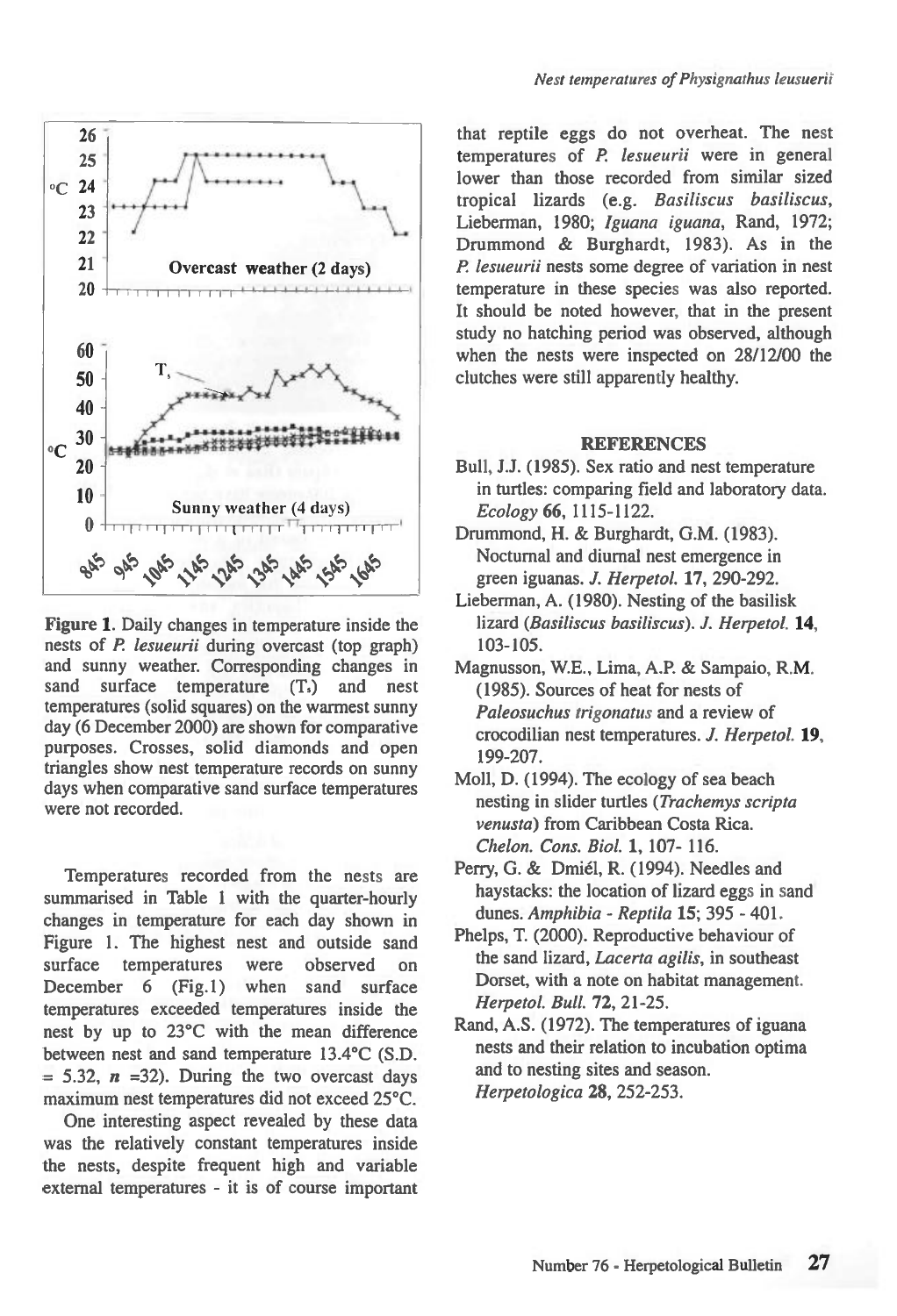26
25
°C 24
23
22
21 Overcast weather (2 days)
20

60
50 $T_s$
40
°C 30
20
10
Sunny weather (4 days)
0

845 945 1045 1145 1245 1345 1445 1545 1645

**Figure 1.** Daily changes in temperature inside the nests of *P. lesueurii* during overcast (top graph) and sunny weather. Corresponding changes in sand surface temperature ($T_s$) and nest temperatures (solid squares) on the warmest sunny day (6 December 2000) are shown for comparative purposes. Crosses, solid diamonds and open triangles show nest temperature records on sunny days when comparative sand surface temperatures were not recorded.

Temperatures recorded from the nests are summarised in Table 1 with the quarter-hourly changes in temperature for each day shown in Figure 1. The highest nest and outside sand surface temperatures were observed on December 6 (Fig.1) when sand surface temperatures exceeded temperatures inside the nest by up to 23°C with the mean difference between nest and sand temperature 13.4°C (S.D. = 5.32, $n$ =32). During the two overcast days maximum nest temperatures did not exceed 25°C.

One interesting aspect revealed by these data was the relatively constant temperatures inside the nests, despite frequent high and variable external temperatures - it is of course important that reptile eggs do not overheat. The nest temperatures of *P. lesueurii* were in general lower than those recorded from similar sized tropical lizards (e.g. *Basiliscus basiliscus*, Lieberman, 1980; *Iguana iguana*, Rand, 1972; Drummond & Burghardt, 1983). As in the *P. lesueurii* nests some degree of variation in nest temperature in these species was also reported. It should be noted however, that in the present study no hatching period was observed, although when the nests were inspected on 28/12/00 the clutches were still apparently healthy.

## REFERENCES

Bull, J.J. (1985). Sex ratio and nest temperature in turtles: comparing field and laboratory data. *Ecology* **66**, 1115-1122.

Drummond, H. & Burghardt, G.M. (1983). Nocturnal and diurnal nest emergence in green iguanas. *J. Herpetol.* **17**, 290-292.

Lieberman, A. (1980). Nesting of the basilisk lizard (*Basiliscus basiliscus*). *J. Herpetol.* **14**, 103-105.

Magnusson, W.E., Lima, A.P. & Sampaio, R.M. (1985). Sources of heat for nests of *Paleosuchus trigonatus* and a review of crocodilian nest temperatures. *J. Herpetol.* **19**, 199-207.

Moll, D. (1994). The ecology of sea beach nesting in slider turtles (*Trachemys scripta venusta*) from Caribbean Costa Rica. *Chelon. Cons. Biol.* **1**, 107- 116.

Perry, G. & Dmiél, R. (1994). Needles and haystacks: the location of lizard eggs in sand dunes. *Amphibia - Reptila* **15**; 395 - 401.

Phelps, T. (2000). Reproductive behaviour of the sand lizard, *Lacerta agilis*, in southeast Dorset, with a note on habitat management. *Herpetol. Bull.* **72**, 21-25.

Rand, A.S. (1972). The temperatures of iguana nests and their relation to incubation optima and to nesting sites and season. *Herpetologica* **28**, 252-253.